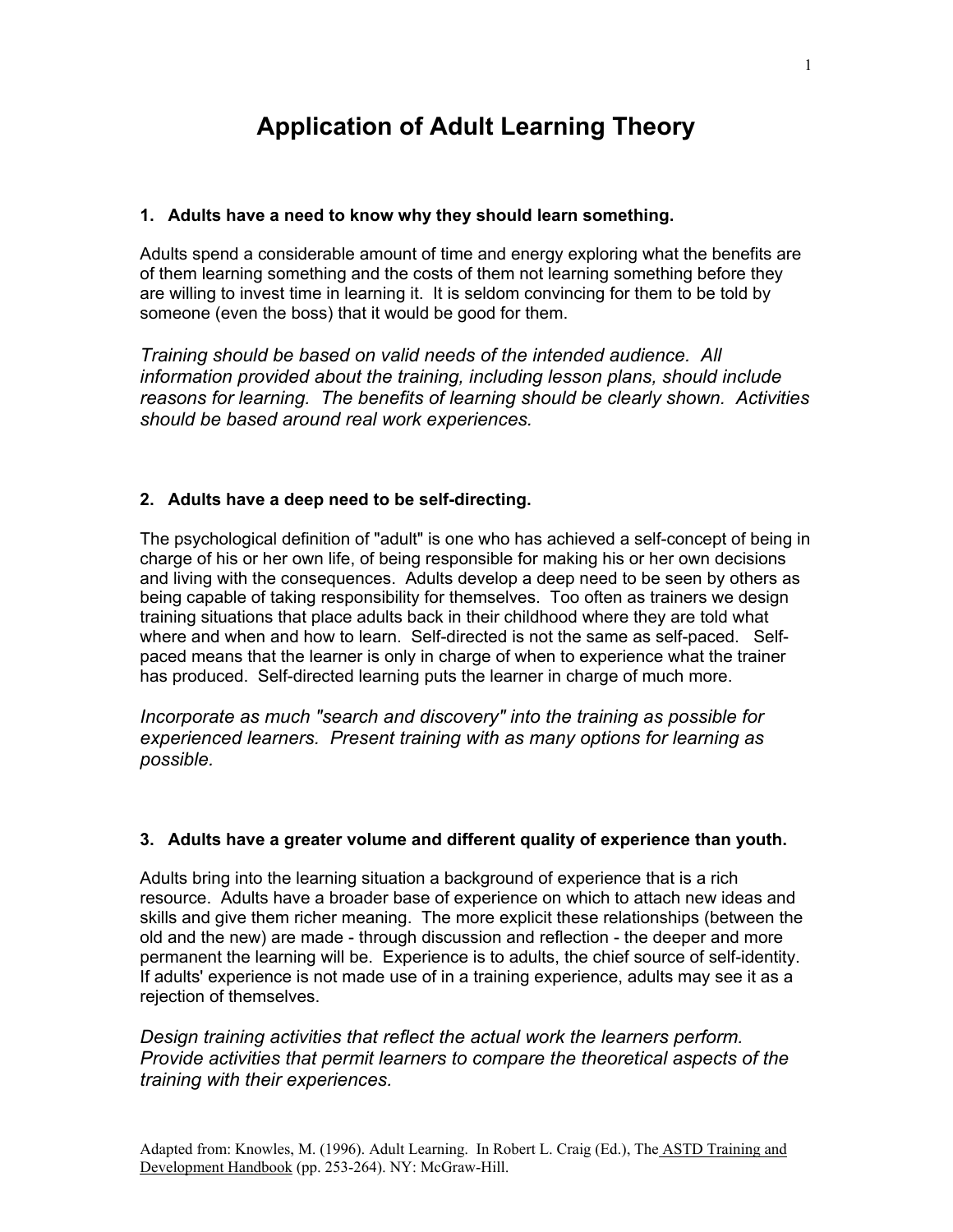# Application of Adult Learning Theory

**1. Adults have a need to know why they should learn something.**

Adults spend a considerable amount of time and energy exploring what the benefits are of them learning something and the costs of them not learning something before they are willing to invest time in learning it. It is seldom convincing for them to be told by someone (even the boss) that it would be good for them.

*Training should be based on valid needs of the intended audience. All information provided about the training, including lesson plans, should include reasons for learning. The benefits of learning should be clearly shown. Activities should be based around real work experiences.*

**2. Adults have a deep need to be self-directing.**

The psychological definition of "adult" is one who has achieved a self-concept of being in charge of his or her own life, of being responsible for making his or her own decisions and living with the consequences. Adults develop a deep need to be seen by others as being capable of taking responsibility for themselves. Too often as trainers we design training situations that place adults back in their childhood where they are told what where and when and how to learn. Self-directed is not the same as self-paced. Self-paced means that the learner is only in charge of when to experience what the trainer has produced. Self-directed learning puts the learner in charge of much more.

*Incorporate as much "search and discovery" into the training as possible for experienced learners. Present training with as many options for learning as possible.*

**3. Adults have a greater volume and different quality of experience than youth.**

Adults bring into the learning situation a background of experience that is a rich resource. Adults have a broader base of experience on which to attach new ideas and skills and give them richer meaning. The more explicit these relationships (between the old and the new) are made - through discussion and reflection - the deeper and more permanent the learning will be. Experience is to adults, the chief source of self-identity. If adults' experience is not made use of in a training experience, adults may see it as a rejection of themselves.

*Design training activities that reflect the actual work the learners perform. Provide activities that permit learners to compare the theoretical aspects of the training with their experiences.*

Adapted from: Knowles, M. (1996). Adult Learning. In Robert L. Craig (Ed.), The ASTD Training and Development Handbook (pp. 253-264). NY: McGraw-Hill.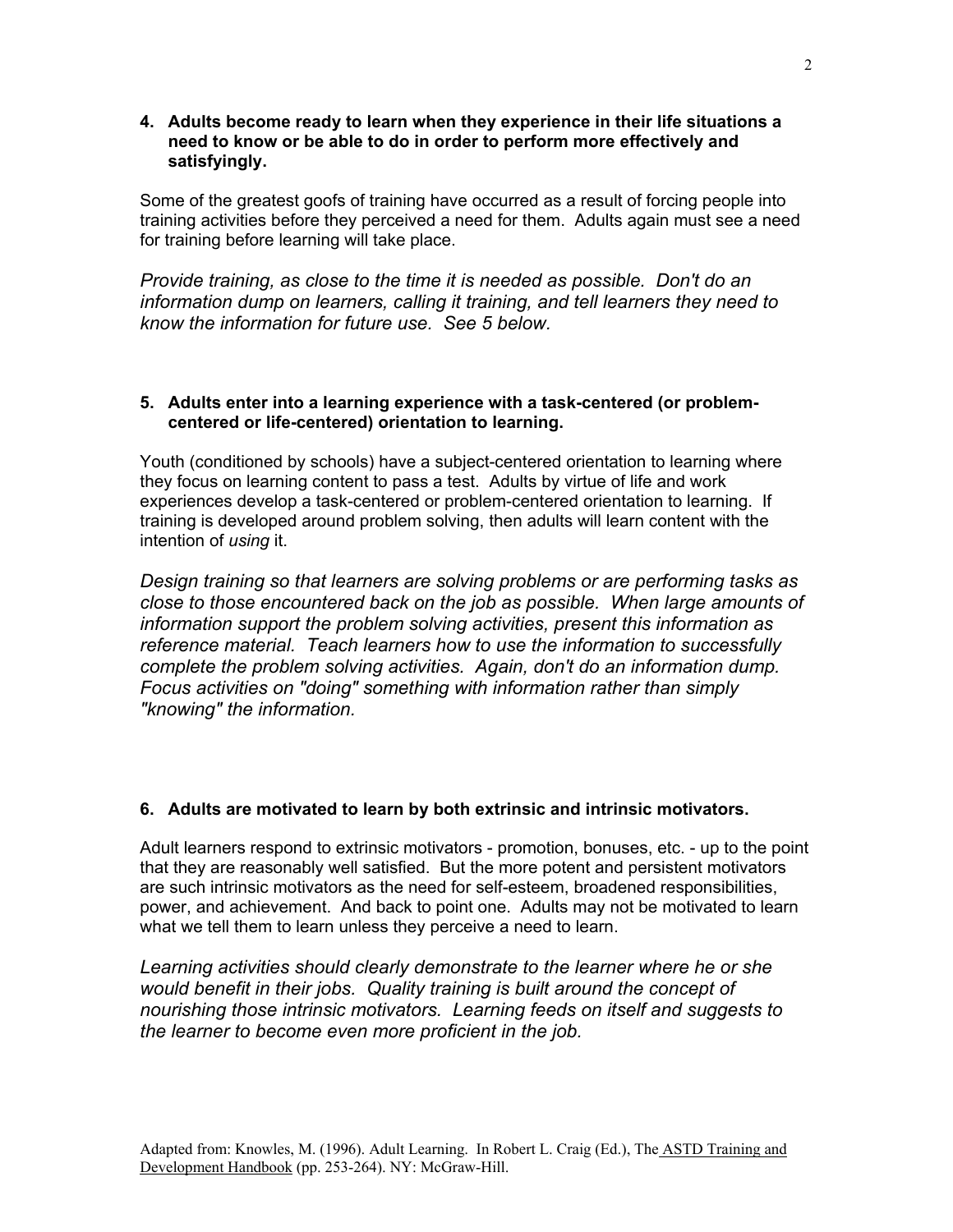**4. Adults become ready to learn when they experience in their life situations a need to know or be able to do in order to perform more effectively and satisfyingly.**

Some of the greatest goofs of training have occurred as a result of forcing people into training activities before they perceived a need for them. Adults again must see a need for training before learning will take place.

*Provide training, as close to the time it is needed as possible. Don't do an information dump on learners, calling it training, and tell learners they need to know the information for future use. See 5 below.*

**5. Adults enter into a learning experience with a task-centered (or problem-centered or life-centered) orientation to learning.**

Youth (conditioned by schools) have a subject-centered orientation to learning where they focus on learning content to pass a test. Adults by virtue of life and work experiences develop a task-centered or problem-centered orientation to learning. If training is developed around problem solving, then adults will learn content with the intention of *using* it.

*Design training so that learners are solving problems or are performing tasks as close to those encountered back on the job as possible. When large amounts of information support the problem solving activities, present this information as reference material. Teach learners how to use the information to successfully complete the problem solving activities. Again, don't do an information dump. Focus activities on "doing" something with information rather than simply "knowing" the information.*

**6. Adults are motivated to learn by both extrinsic and intrinsic motivators.**

Adult learners respond to extrinsic motivators - promotion, bonuses, etc. - up to the point that they are reasonably well satisfied. But the more potent and persistent motivators are such intrinsic motivators as the need for self-esteem, broadened responsibilities, power, and achievement. And back to point one. Adults may not be motivated to learn what we tell them to learn unless they perceive a need to learn.

*Learning activities should clearly demonstrate to the learner where he or she would benefit in their jobs. Quality training is built around the concept of nourishing those intrinsic motivators. Learning feeds on itself and suggests to the learner to become even more proficient in the job.*

Adapted from: Knowles, M. (1996). Adult Learning. In Robert L. Craig (Ed.), The ASTD Training and Development Handbook (pp. 253-264). NY: McGraw-Hill.